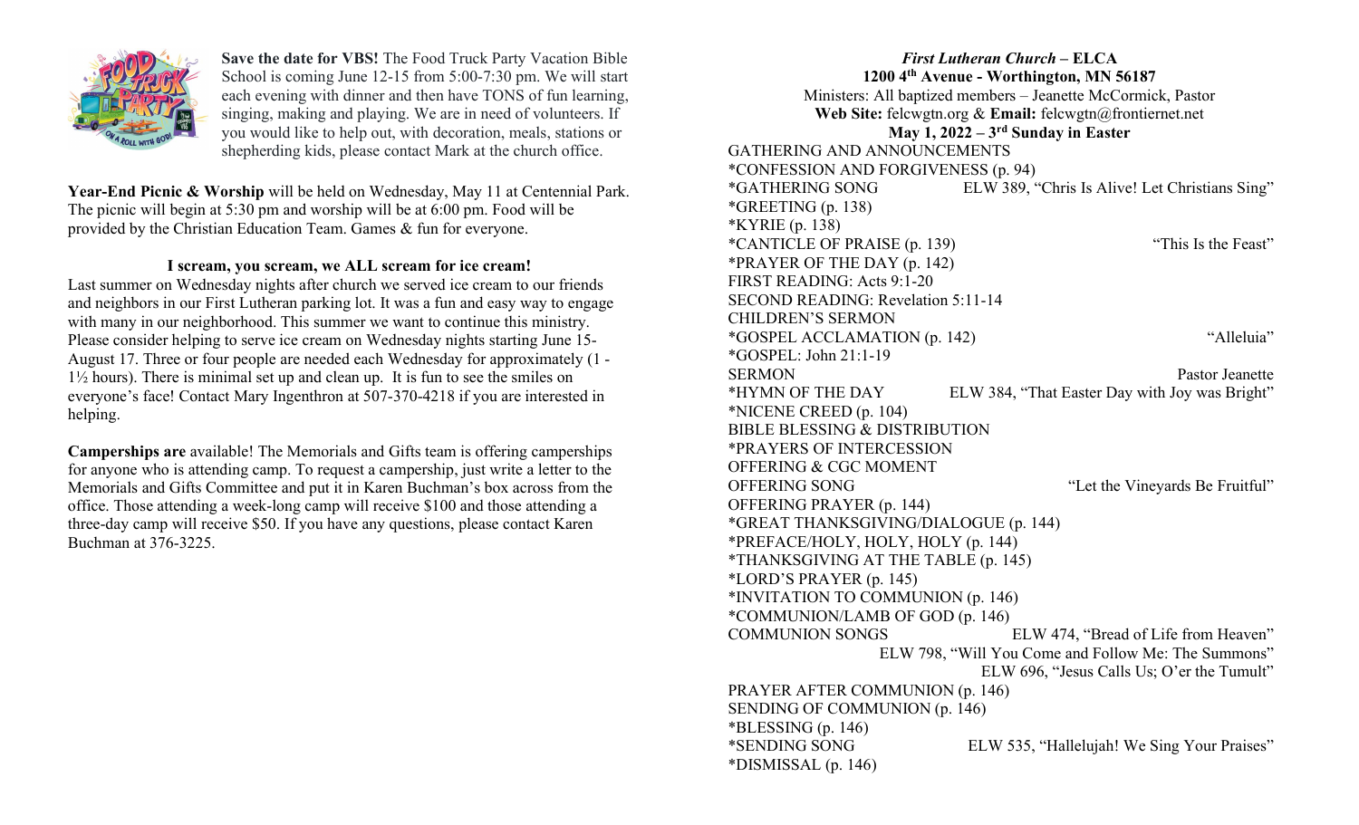**Save the date for VBS!** The Food Truck Party Vacation Bible School is coming June 12-15 from 5:00-7:30 pm. We will start each evening with dinner and then have TONS of fun learning, singing, making and playing. We are in need of volunteers. If you would like to help out, with decoration, meals, stations or shepherding kids, please contact Mark at the church office.

**Year-End Picnic & Worship** will be held on Wednesday, May 11 at Centennial Park. The picnic will begin at 5:30 pm and worship will be at 6:00 pm. Food will be provided by the Christian Education Team. Games & fun for everyone.

**I scream, you scream, we ALL scream for ice cream!**

Last summer on Wednesday nights after church we served ice cream to our friends and neighbors in our First Lutheran parking lot. It was a fun and easy way to engage with many in our neighborhood. This summer we want to continue this ministry. Please consider helping to serve ice cream on Wednesday nights starting June 15-August 17. Three or four people are needed each Wednesday for approximately (1 - 1½ hours). There is minimal set up and clean up. It is fun to see the smiles on everyone's face! Contact Mary Ingenthron at 507-370-4218 if you are interested in helping.

**Camperships are** available! The Memorials and Gifts team is offering camperships for anyone who is attending camp. To request a campership, just write a letter to the Memorials and Gifts Committee and put it in Karen Buchman's box across from the office. Those attending a week-long camp will receive $100 and those attending a three-day camp will receive $50. If you have any questions, please contact Karen Buchman at 376-3225.

***First Lutheran Church* – ELCA**
**1200 4th Avenue - Worthington, MN 56187**
Ministers: All baptized members – Jeanette McCormick, Pastor
**Web Site:** felcwgtn.org & **Email:** felcwgtn@frontiernet.net
**May 1, 2022 – 3rd Sunday in Easter**

GATHERING AND ANNOUNCEMENTS
*CONFESSION AND FORGIVENESS (p. 94)
*GATHERING SONG ELW 389, "Chris Is Alive! Let Christians Sing"
*GREETING (p. 138)
*KYRIE (p. 138)
*CANTICLE OF PRAISE (p. 139) "This Is the Feast"
*PRAYER OF THE DAY (p. 142)
FIRST READING: Acts 9:1-20
SECOND READING: Revelation 5:11-14
CHILDREN'S SERMON
*GOSPEL ACCLAMATION (p. 142) "Alleluia"
*GOSPEL: John 21:1-19
SERMON Pastor Jeanette
*HYMN OF THE DAY ELW 384, "That Easter Day with Joy was Bright"
*NICENE CREED (p. 104)
BIBLE BLESSING & DISTRIBUTION
*PRAYERS OF INTERCESSION
OFFERING & CGC MOMENT
OFFERING SONG "Let the Vineyards Be Fruitful"
OFFERING PRAYER (p. 144)
*GREAT THANKSGIVING/DIALOGUE (p. 144)
*PREFACE/HOLY, HOLY, HOLY (p. 144)
*THANKSGIVING AT THE TABLE (p. 145)
*LORD'S PRAYER (p. 145)
*INVITATION TO COMMUNION (p. 146)
*COMMUNION/LAMB OF GOD (p. 146)
COMMUNION SONGS ELW 474, "Bread of Life from Heaven"
ELW 798, "Will You Come and Follow Me: The Summons"
ELW 696, "Jesus Calls Us; O'er the Tumult"
PRAYER AFTER COMMUNION (p. 146)
SENDING OF COMMUNION (p. 146)
*BLESSING (p. 146)
*SENDING SONG ELW 535, "Hallelujah! We Sing Your Praises"
*DISMISSAL (p. 146)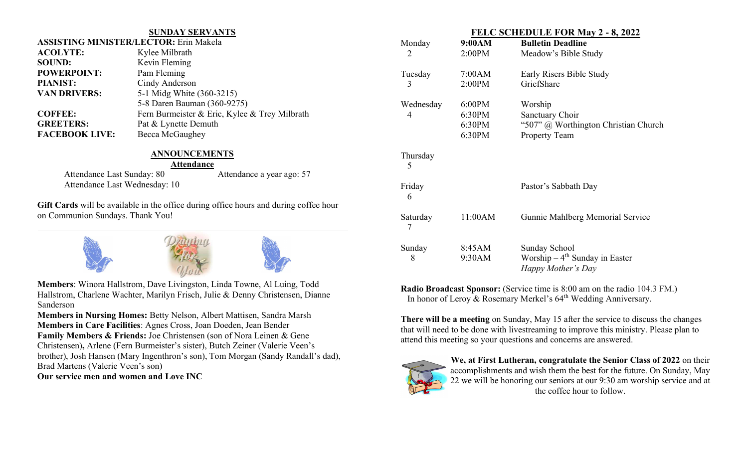## SUNDAY SERVANTS

| | |
|---|---|
| **ASSISTING MINISTER/LECTOR:** | Erin Makela |
| **ACOLYTE:** | Kylee Milbrath |
| **SOUND:** | Kevin Fleming |
| **POWERPOINT:** | Pam Fleming |
| **PIANIST:** | Cindy Anderson |
| **VAN DRIVERS:** | 5-1 Midg White (360-3215) |
| | 5-8 Daren Bauman (360-9275) |
| **COFFEE:** | Fern Burmeister & Eric, Kylee & Trey Milbrath |
| **GREETERS:** | Pat & Lynette Demuth |
| **FACEBOOK LIVE:** | Becca McGaughey |

## ANNOUNCEMENTS

### Attendance

Attendance Last Sunday: 80 Attendance a year ago: 57
Attendance Last Wednesday: 10

**Gift Cards** will be available in the office during office hours and during coffee hour on Communion Sundays. Thank You!

---

Praying for You

**Members**: Winora Hallstrom, Dave Livingston, Linda Towne, Al Luing, Todd Hallstrom, Charlene Wachter, Marilyn Frisch, Julie & Denny Christensen, Dianne Sanderson

**Members in Nursing Homes:** Betty Nelson, Albert Mattisen, Sandra Marsh

**Members in Care Facilities**: Agnes Cross, Joan Doeden, Jean Bender

**Family Members & Friends:** Joe Christensen (son of Nora Leinen & Gene Christensen)**,** Arlene (Fern Burmeister's sister), Butch Zeiner (Valerie Veen's brother), Josh Hansen (Mary Ingenthron's son), Tom Morgan (Sandy Randall's dad), Brad Martens (Valerie Veen's son)

**Our service men and women and Love INC**

## FELC SCHEDULE FOR May 2 - 8, 2022

| | | |
|---|---|---|
| Monday 2 | **9:00AM** | **Bulletin Deadline** |
| | 2:00PM | Meadow's Bible Study |
| Tuesday 3 | 7:00AM | Early Risers Bible Study |
| | 2:00PM | GriefShare |
| Wednesday 4 | 6:00PM | Worship |
| | 6:30PM | Sanctuary Choir |
| | 6:30PM | "507" @ Worthington Christian Church |
| | 6:30PM | Property Team |
| Thursday 5 | | |
| Friday 6 | | Pastor's Sabbath Day |
| Saturday 7 | 11:00AM | Gunnie Mahlberg Memorial Service |
| Sunday 8 | 8:45AM | Sunday School |
| | 9:30AM | Worship – 4th Sunday in Easter |
| | | *Happy Mother's Day* |

**Radio Broadcast Sponsor:** (Service time is 8:00 am on the radio 104.3 FM.)
In honor of Leroy & Rosemary Merkel's 64th Wedding Anniversary.

**There will be a meeting** on Sunday, May 15 after the service to discuss the changes that will need to be done with livestreaming to improve this ministry. Please plan to attend this meeting so your questions and concerns are answered.

**We, at First Lutheran, congratulate the Senior Class of 2022** on their accomplishments and wish them the best for the future. On Sunday, May 22 we will be honoring our seniors at our 9:30 am worship service and at the coffee hour to follow.